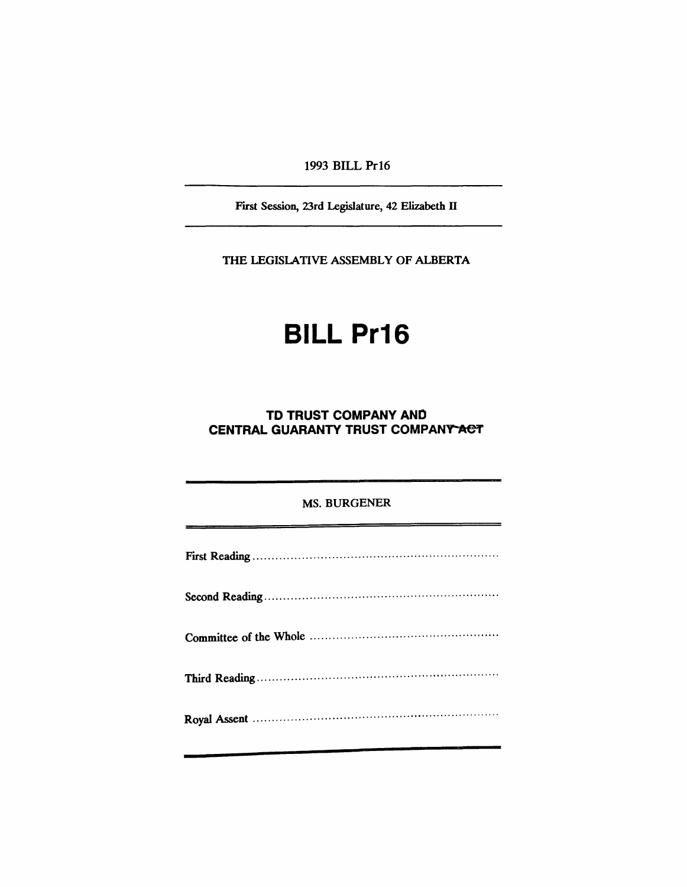1993 BILL Pr16

First Session, 23rd Legislature, 42 Elizabeth II

THE LEGISLATIVE ASSEMBLY OF ALBERTA

# BILL Pr16

## TD TRUST COMPANY AND CENTRAL GUARANTY TRUST COMPANY ~~ACT~~

MS. BURGENER

First Reading ..................................................................

Second Reading ..............................................................

Committee of the Whole ..................................................

Third Reading ................................................................

Royal Assent ..................................................................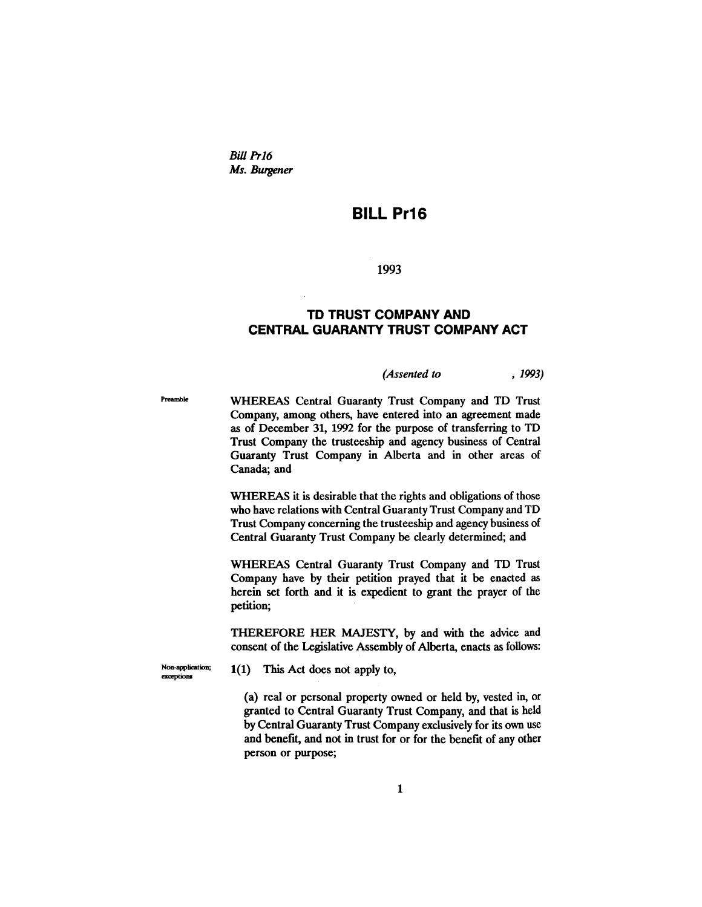*Bill Pr16*
*Ms. Burgener*

# BILL Pr16

1993

## TD TRUST COMPANY AND CENTRAL GUARANTY TRUST COMPANY ACT

*(Assented to , 1993)*

Preamble

WHEREAS Central Guaranty Trust Company and TD Trust Company, among others, have entered into an agreement made as of December 31, 1992 for the purpose of transferring to TD Trust Company the trusteeship and agency business of Central Guaranty Trust Company in Alberta and in other areas of Canada; and

WHEREAS it is desirable that the rights and obligations of those who have relations with Central Guaranty Trust Company and TD Trust Company concerning the trusteeship and agency business of Central Guaranty Trust Company be clearly determined; and

WHEREAS Central Guaranty Trust Company and TD Trust Company have by their petition prayed that it be enacted as herein set forth and it is expedient to grant the prayer of the petition;

THEREFORE HER MAJESTY, by and with the advice and consent of the Legislative Assembly of Alberta, enacts as follows:

Non-application; exceptions

**1(1)** This Act does not apply to,

(a) real or personal property owned or held by, vested in, or granted to Central Guaranty Trust Company, and that is held by Central Guaranty Trust Company exclusively for its own use and benefit, and not in trust for or for the benefit of any other person or purpose;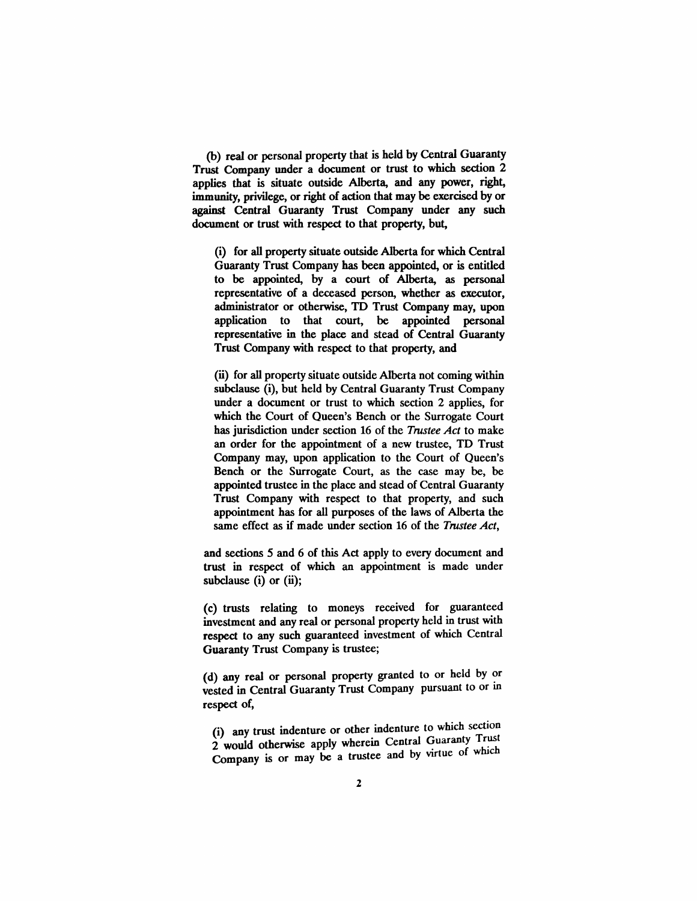(b) real or personal property that is held by Central Guaranty Trust Company under a document or trust to which section 2 applies that is situate outside Alberta, and any power, right, immunity, privilege, or right of action that may be exercised by or against Central Guaranty Trust Company under any such document or trust with respect to that property, but,

> (i) for all property situate outside Alberta for which Central Guaranty Trust Company has been appointed, or is entitled to be appointed, by a court of Alberta, as personal representative of a deceased person, whether as executor, administrator or otherwise, TD Trust Company may, upon application to that court, be appointed personal representative in the place and stead of Central Guaranty Trust Company with respect to that property, and
>
> (ii) for all property situate outside Alberta not coming within subclause (i), but held by Central Guaranty Trust Company under a document or trust to which section 2 applies, for which the Court of Queen's Bench or the Surrogate Court has jurisdiction under section 16 of the *Trustee Act* to make an order for the appointment of a new trustee, TD Trust Company may, upon application to the Court of Queen's Bench or the Surrogate Court, as the case may be, be appointed trustee in the place and stead of Central Guaranty Trust Company with respect to that property, and such appointment has for all purposes of the laws of Alberta the same effect as if made under section 16 of the *Trustee Act*,

and sections 5 and 6 of this Act apply to every document and trust in respect of which an appointment is made under subclause (i) or (ii);

(c) trusts relating to moneys received for guaranteed investment and any real or personal property held in trust with respect to any such guaranteed investment of which Central Guaranty Trust Company is trustee;

(d) any real or personal property granted to or held by or vested in Central Guaranty Trust Company pursuant to or in respect of,

> (i) any trust indenture or other indenture to which section 2 would otherwise apply wherein Central Guaranty Trust Company is or may be a trustee and by virtue of which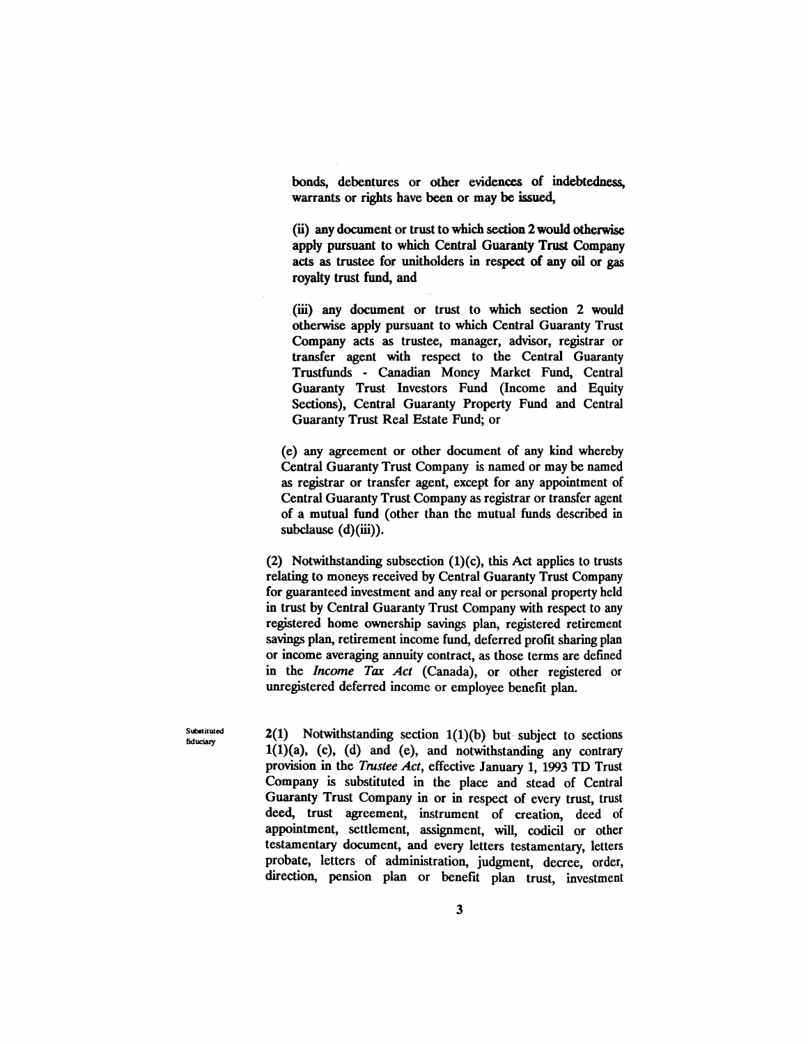bonds, debentures or other evidences of indebtedness, warrants or rights have been or may be issued,

(ii) any document or trust to which section 2 would otherwise apply pursuant to which Central Guaranty Trust Company acts as trustee for unitholders in respect of any oil or gas royalty trust fund, and

(iii) any document or trust to which section 2 would otherwise apply pursuant to which Central Guaranty Trust Company acts as trustee, manager, advisor, registrar or transfer agent with respect to the Central Guaranty Trustfunds - Canadian Money Market Fund, Central Guaranty Trust Investors Fund (Income and Equity Sections), Central Guaranty Property Fund and Central Guaranty Trust Real Estate Fund; or

(e) any agreement or other document of any kind whereby Central Guaranty Trust Company is named or may be named as registrar or transfer agent, except for any appointment of Central Guaranty Trust Company as registrar or transfer agent of a mutual fund (other than the mutual funds described in subclause (d)(iii)).

(2) Notwithstanding subsection (1)(c), this Act applies to trusts relating to moneys received by Central Guaranty Trust Company for guaranteed investment and any real or personal property held in trust by Central Guaranty Trust Company with respect to any registered home ownership savings plan, registered retirement savings plan, retirement income fund, deferred profit sharing plan or income averaging annuity contract, as those terms are defined in the *Income Tax Act* (Canada), or other registered or unregistered deferred income or employee benefit plan.

Substituted fiduciary

2(1) Notwithstanding section 1(1)(b) but subject to sections 1(1)(a), (c), (d) and (e), and notwithstanding any contrary provision in the *Trustee Act*, effective January 1, 1993 TD Trust Company is substituted in the place and stead of Central Guaranty Trust Company in or in respect of every trust, trust deed, trust agreement, instrument of creation, deed of appointment, settlement, assignment, will, codicil or other testamentary document, and every letters testamentary, letters probate, letters of administration, judgment, decree, order, direction, pension plan or benefit plan trust, investment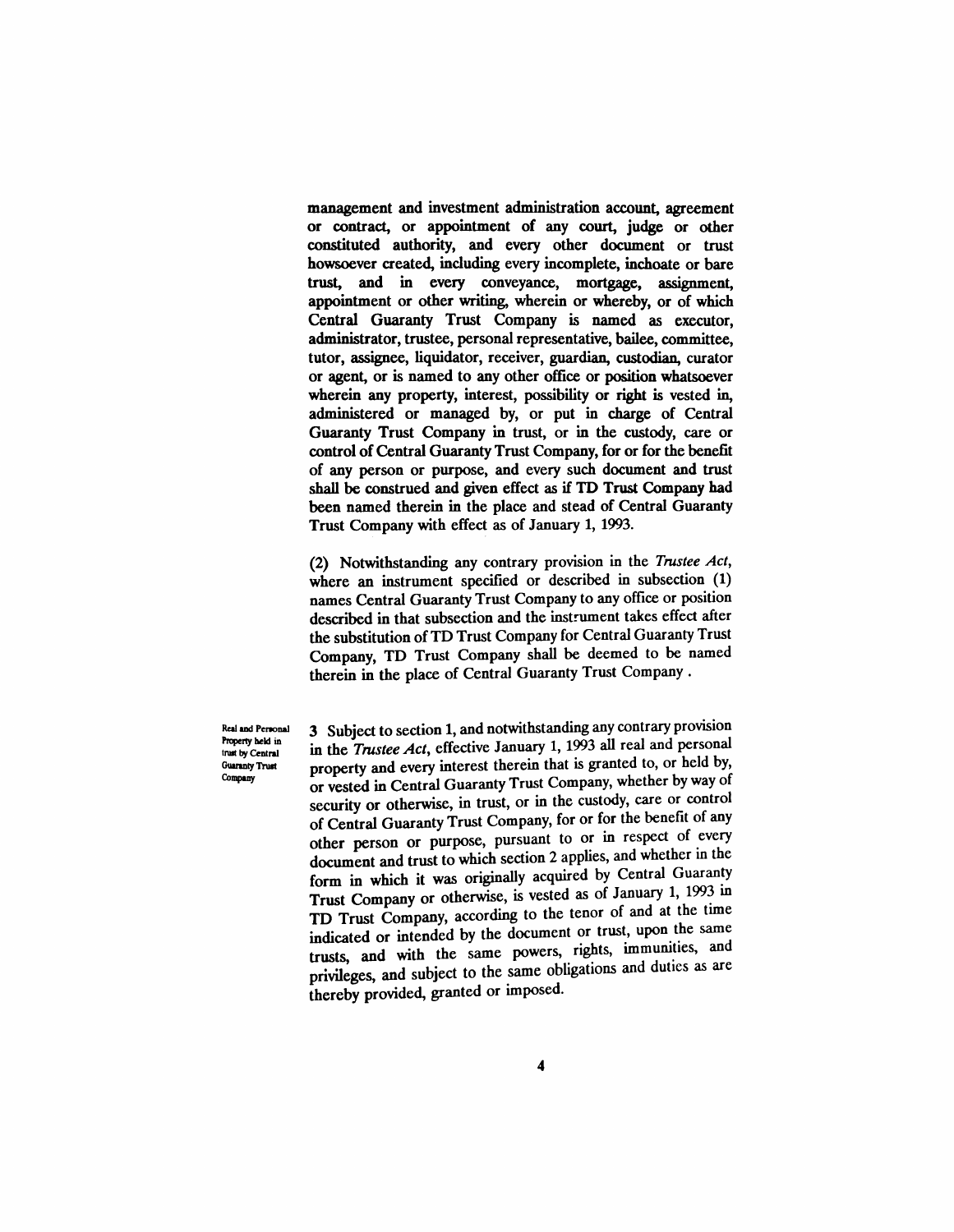management and investment administration account, agreement or contract, or appointment of any court, judge or other constituted authority, and every other document or trust howsoever created, including every incomplete, inchoate or bare trust, and in every conveyance, mortgage, assignment, appointment or other writing, wherein or whereby, or of which Central Guaranty Trust Company is named as executor, administrator, trustee, personal representative, bailee, committee, tutor, assignee, liquidator, receiver, guardian, custodian, curator or agent, or is named to any other office or position whatsoever wherein any property, interest, possibility or right is vested in, administered or managed by, or put in charge of Central Guaranty Trust Company in trust, or in the custody, care or control of Central Guaranty Trust Company, for or for the benefit of any person or purpose, and every such document and trust shall be construed and given effect as if TD Trust Company had been named therein in the place and stead of Central Guaranty Trust Company with effect as of January 1, 1993.

(2) Notwithstanding any contrary provision in the *Trustee Act*, where an instrument specified or described in subsection (1) names Central Guaranty Trust Company to any office or position described in that subsection and the instrument takes effect after the substitution of TD Trust Company for Central Guaranty Trust Company, TD Trust Company shall be deemed to be named therein in the place of Central Guaranty Trust Company .

**Real and Personal Property held in trust by Central Guaranty Trust Company**

3 Subject to section 1, and notwithstanding any contrary provision in the *Trustee Act*, effective January 1, 1993 all real and personal property and every interest therein that is granted to, or held by, or vested in Central Guaranty Trust Company, whether by way of security or otherwise, in trust, or in the custody, care or control of Central Guaranty Trust Company, for or for the benefit of any other person or purpose, pursuant to or in respect of every document and trust to which section 2 applies, and whether in the form in which it was originally acquired by Central Guaranty Trust Company or otherwise, is vested as of January 1, 1993 in TD Trust Company, according to the tenor of and at the time indicated or intended by the document or trust, upon the same trusts, and with the same powers, rights, immunities, and privileges, and subject to the same obligations and duties as are thereby provided, granted or imposed.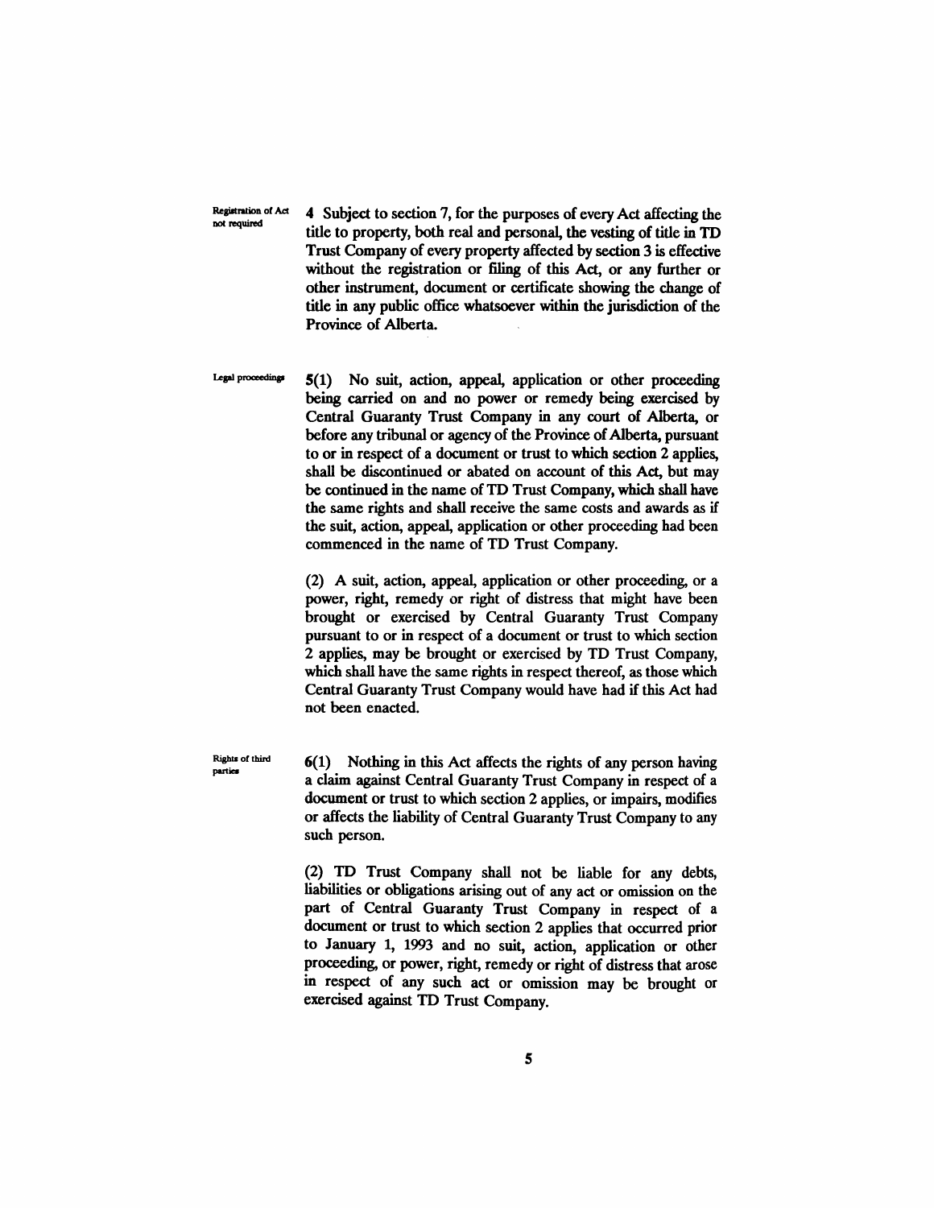Registration of Act not required

**4** Subject to section 7, for the purposes of every Act affecting the title to property, both real and personal, the vesting of title in TD Trust Company of every property affected by section 3 is effective without the registration or filing of this Act, or any further or other instrument, document or certificate showing the change of title in any public office whatsoever within the jurisdiction of the Province of Alberta.

Legal proceedings

**5(1)** No suit, action, appeal, application or other proceeding being carried on and no power or remedy being exercised by Central Guaranty Trust Company in any court of Alberta, or before any tribunal or agency of the Province of Alberta, pursuant to or in respect of a document or trust to which section 2 applies, shall be discontinued or abated on account of this Act, but may be continued in the name of TD Trust Company, which shall have the same rights and shall receive the same costs and awards as if the suit, action, appeal, application or other proceeding had been commenced in the name of TD Trust Company.

(2) A suit, action, appeal, application or other proceeding, or a power, right, remedy or right of distress that might have been brought or exercised by Central Guaranty Trust Company pursuant to or in respect of a document or trust to which section 2 applies, may be brought or exercised by TD Trust Company, which shall have the same rights in respect thereof, as those which Central Guaranty Trust Company would have had if this Act had not been enacted.

Rights of third parties

**6(1)** Nothing in this Act affects the rights of any person having a claim against Central Guaranty Trust Company in respect of a document or trust to which section 2 applies, or impairs, modifies or affects the liability of Central Guaranty Trust Company to any such person.

(2) TD Trust Company shall not be liable for any debts, liabilities or obligations arising out of any act or omission on the part of Central Guaranty Trust Company in respect of a document or trust to which section 2 applies that occurred prior to January 1, 1993 and no suit, action, application or other proceeding, or power, right, remedy or right of distress that arose in respect of any such act or omission may be brought or exercised against TD Trust Company.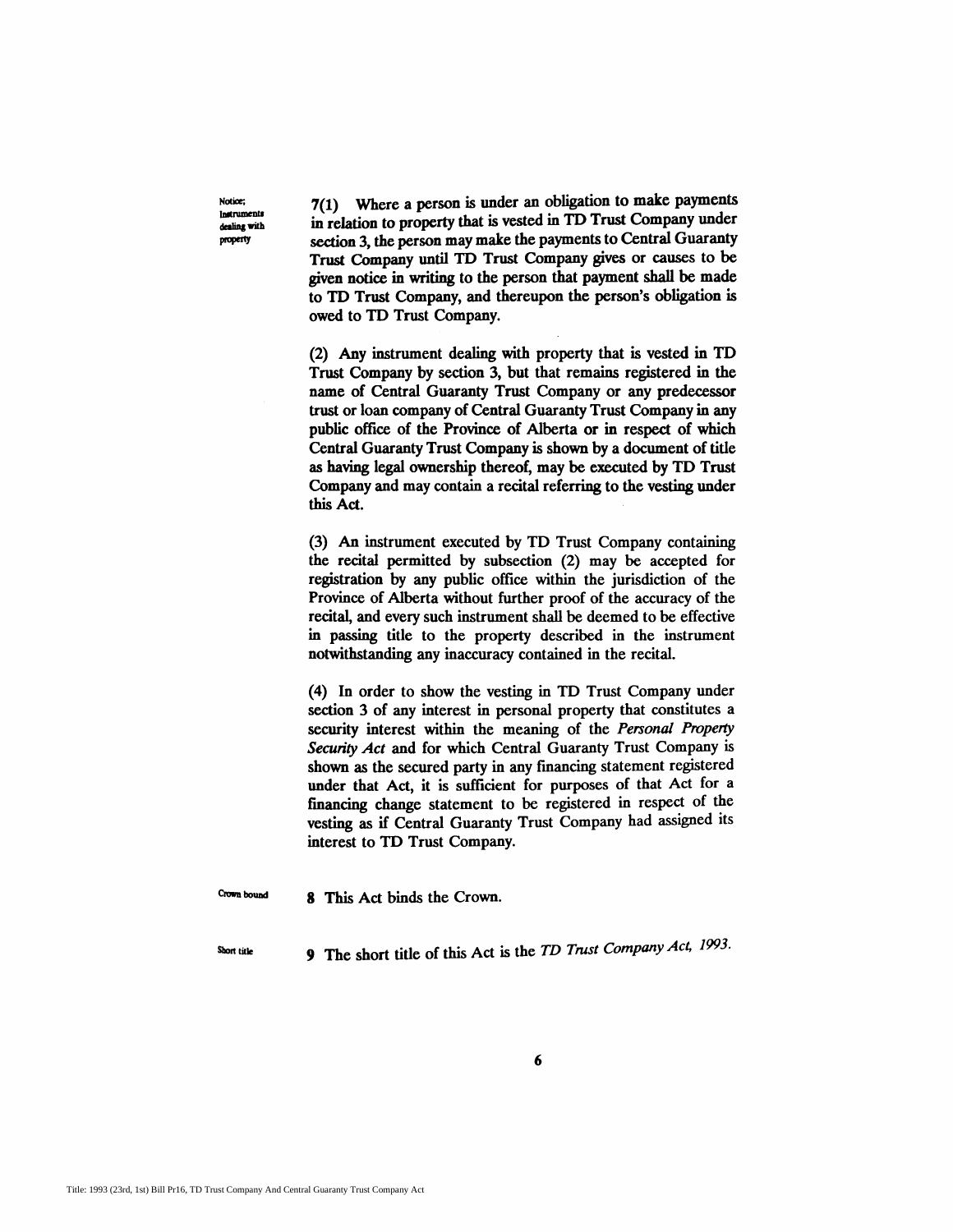**Notice; Instruments dealing with property**

7(1) Where a person is under an obligation to make payments in relation to property that is vested in TD Trust Company under section 3, the person may make the payments to Central Guaranty Trust Company until TD Trust Company gives or causes to be given notice in writing to the person that payment shall be made to TD Trust Company, and thereupon the person's obligation is owed to TD Trust Company.

(2) Any instrument dealing with property that is vested in TD Trust Company by section 3, but that remains registered in the name of Central Guaranty Trust Company or any predecessor trust or loan company of Central Guaranty Trust Company in any public office of the Province of Alberta or in respect of which Central Guaranty Trust Company is shown by a document of title as having legal ownership thereof, may be executed by TD Trust Company and may contain a recital referring to the vesting under this Act.

(3) An instrument executed by TD Trust Company containing the recital permitted by subsection (2) may be accepted for registration by any public office within the jurisdiction of the Province of Alberta without further proof of the accuracy of the recital, and every such instrument shall be deemed to be effective in passing title to the property described in the instrument notwithstanding any inaccuracy contained in the recital.

(4) In order to show the vesting in TD Trust Company under section 3 of any interest in personal property that constitutes a security interest within the meaning of the *Personal Property Security Act* and for which Central Guaranty Trust Company is shown as the secured party in any financing statement registered under that Act, it is sufficient for purposes of that Act for a financing change statement to be registered in respect of the vesting as if Central Guaranty Trust Company had assigned its interest to TD Trust Company.

**Crown bound**

8 This Act binds the Crown.

**Short title**

9 The short title of this Act is the *TD Trust Company Act, 1993*.